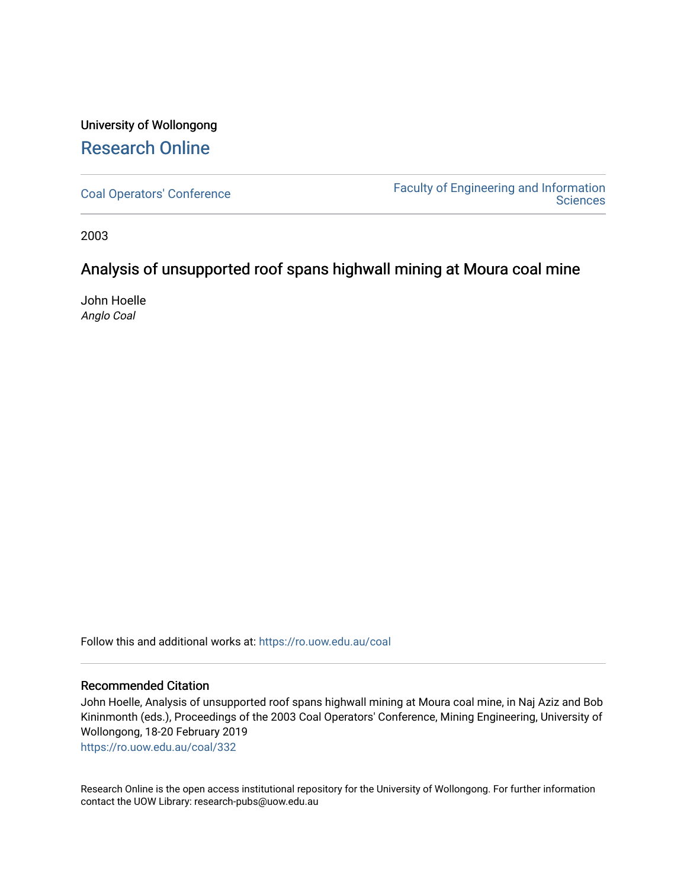University of Wollongong

# Research Online

Coal Operators' Conference

Faculty of Engineering and Information Sciences

2003

## Analysis of unsupported roof spans highwall mining at Moura coal mine

John Hoelle
*Anglo Coal*

Follow this and additional works at: https://ro.uow.edu.au/coal

### Recommended Citation

John Hoelle, Analysis of unsupported roof spans highwall mining at Moura coal mine, in Naj Aziz and Bob Kininmonth (eds.), Proceedings of the 2003 Coal Operators' Conference, Mining Engineering, University of Wollongong, 18-20 February 2019
https://ro.uow.edu.au/coal/332

Research Online is the open access institutional repository for the University of Wollongong. For further information contact the UOW Library: research-pubs@uow.edu.au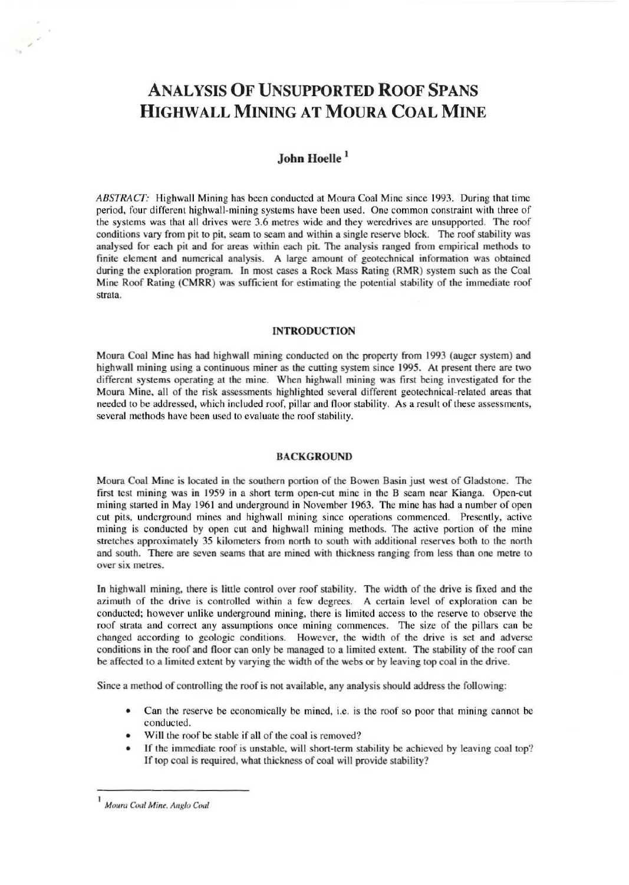# ANALYSIS OF UNSUPPORTED ROOF SPANS HIGHWALL MINING AT MOURA COAL MINE

## John Hoelle [1]

*ABSTRACT:* Highwall Mining has been conducted at Moura Coal Mine since 1993. During that time period, four different highwall-mining systems have been used. One common constraint with three of the systems was that all drives were 3.6 metres wide and they weredrives are unsupported. The roof conditions vary from pit to pit, seam to seam and within a single reserve block. The roof stability was analysed for each pit and for areas within each pit. The analysis ranged from empirical methods to finite element and numerical analysis. A large amount of geotechnical information was obtained during the exploration program. In most cases a Rock Mass Rating (RMR) system such as the Coal Mine Roof Rating (CMRR) was sufficient for estimating the potential stability of the immediate roof strata.

### INTRODUCTION

Moura Coal Mine has had highwall mining conducted on the property from 1993 (auger system) and highwall mining using a continuous miner as the cutting system since 1995. At present there are two different systems operating at the mine. When highwall mining was first being investigated for the Moura Mine, all of the risk assessments highlighted several different geotechnical-related areas that needed to be addressed, which included roof, pillar and floor stability. As a result of these assessments, several methods have been used to evaluate the roof stability.

### BACKGROUND

Moura Coal Mine is located in the southern portion of the Bowen Basin just west of Gladstone. The first test mining was in 1959 in a short term open-cut mine in the B seam near Kianga. Open-cut mining started in May 1961 and underground in November 1963. The mine has had a number of open cut pits, underground mines and highwall mining since operations commenced. Presently, active mining is conducted by open cut and highwall mining methods. The active portion of the mine stretches approximately 35 kilometers from north to south with additional reserves both to the north and south. There are seven seams that are mined with thickness ranging from less than one metre to over six metres.

In highwall mining, there is little control over roof stability. The width of the drive is fixed and the azimuth of the drive is controlled within a few degrees. A certain level of exploration can be conducted; however unlike underground mining, there is limited access to the reserve to observe the roof strata and correct any assumptions once mining commences. The size of the pillars can be changed according to geologic conditions. However, the width of the drive is set and adverse conditions in the roof and floor can only be managed to a limited extent. The stability of the roof can be affected to a limited extent by varying the width of the webs or by leaving top coal in the drive.

Since a method of controlling the roof is not available, any analysis should address the following:

- Can the reserve be economically be mined, i.e. is the roof so poor that mining cannot be conducted.
- Will the roof be stable if all of the coal is removed?
- If the immediate roof is unstable, will short-term stability be achieved by leaving coal top? If top coal is required, what thickness of coal will provide stability?

[1] *Moura Coal Mine, Anglo Coal*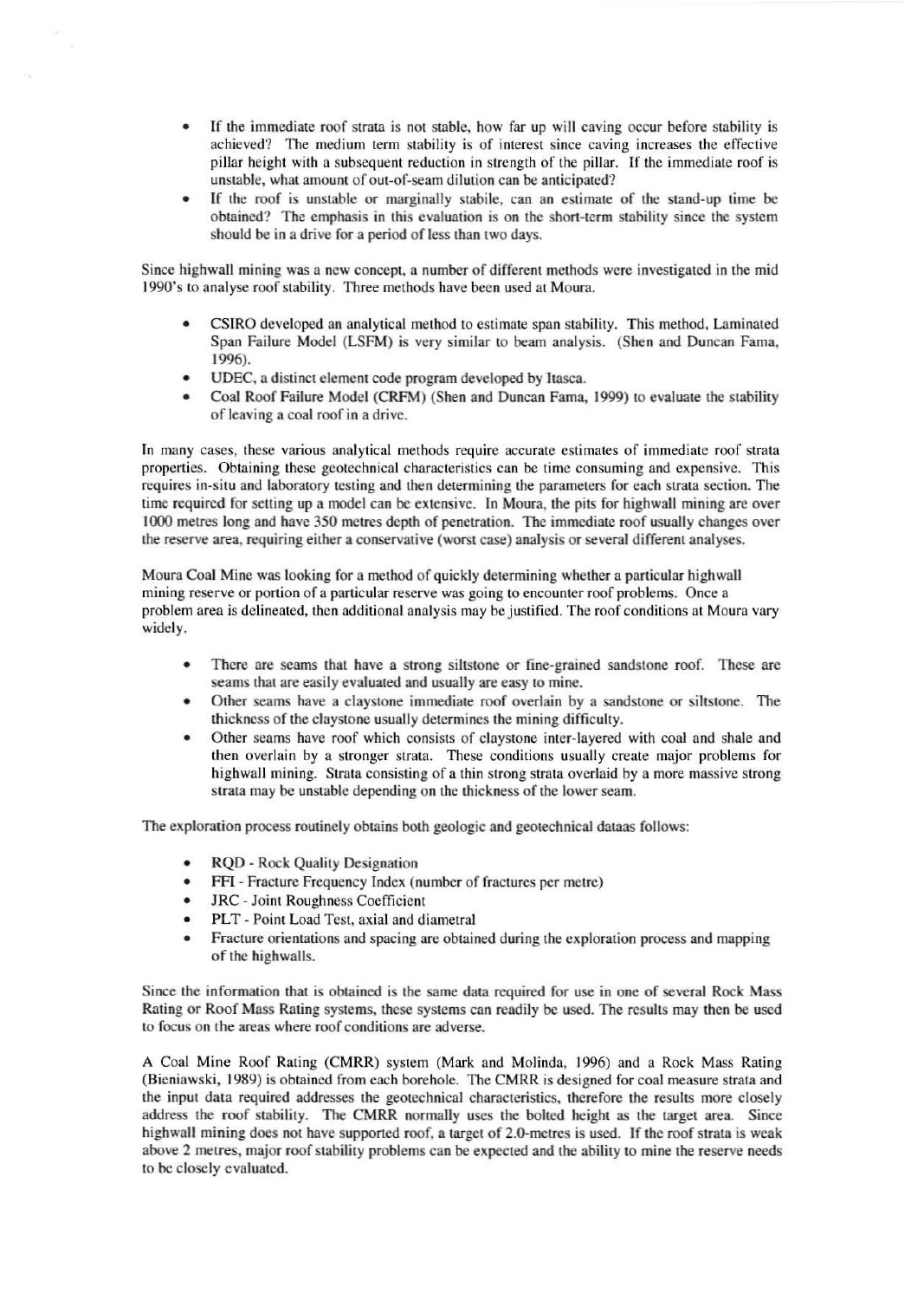- If the immediate roof strata is not stable, how far up will caving occur before stability is achieved? The medium term stability is of interest since caving increases the effective pillar height with a subsequent reduction in strength of the pillar. If the immediate roof is unstable, what amount of out-of-seam dilution can be anticipated?
- If the roof is unstable or marginally stabile, can an estimate of the stand-up time be obtained? The emphasis in this evaluation is on the short-term stability since the system should be in a drive for a period of less than two days.

Since highwall mining was a new concept, a number of different methods were investigated in the mid 1990's to analyse roof stability. Three methods have been used at Moura.

- CSIRO developed an analytical method to estimate span stability. This method, Laminated Span Failure Model (LSFM) is very similar to beam analysis. (Shen and Duncan Fama, 1996).
- UDEC, a distinct element code program developed by Itasca.
- Coal Roof Failure Model (CRFM) (Shen and Duncan Fama, 1999) to evaluate the stability of leaving a coal roof in a drive.

In many cases, these various analytical methods require accurate estimates of immediate roof strata properties. Obtaining these geotechnical characteristics can be time consuming and expensive. This requires in-situ and laboratory testing and then determining the parameters for each strata section. The time required for setting up a model can be extensive. In Moura, the pits for highwall mining are over 1000 metres long and have 350 metres depth of penetration. The immediate roof usually changes over the reserve area, requiring either a conservative (worst case) analysis or several different analyses.

Moura Coal Mine was looking for a method of quickly determining whether a particular highwall mining reserve or portion of a particular reserve was going to encounter roof problems. Once a problem area is delineated, then additional analysis may be justified. The roof conditions at Moura vary widely.

- There are seams that have a strong siltstone or fine-grained sandstone roof. These are seams that are easily evaluated and usually are easy to mine.
- Other seams have a claystone immediate roof overlain by a sandstone or siltstone. The thickness of the claystone usually determines the mining difficulty.
- Other seams have roof which consists of claystone inter-layered with coal and shale and then overlain by a stronger strata. These conditions usually create major problems for highwall mining. Strata consisting of a thin strong strata overlaid by a more massive strong strata may be unstable depending on the thickness of the lower seam.

The exploration process routinely obtains both geologic and geotechnical dataas follows:

- RQD - Rock Quality Designation
- FFI - Fracture Frequency Index (number of fractures per metre)
- JRC - Joint Roughness Coefficient
- PLT - Point Load Test, axial and diametral
- Fracture orientations and spacing are obtained during the exploration process and mapping of the highwalls.

Since the information that is obtained is the same data required for use in one of several Rock Mass Rating or Roof Mass Rating systems, these systems can readily be used. The results may then be used to focus on the areas where roof conditions are adverse.

A Coal Mine Roof Rating (CMRR) system (Mark and Molinda, 1996) and a Rock Mass Rating (Bieniawski, 1989) is obtained from each borehole. The CMRR is designed for coal measure strata and the input data required addresses the geotechnical characteristics, therefore the results more closely address the roof stability. The CMRR normally uses the bolted height as the target area. Since highwall mining does not have supported roof, a target of 2.0-metres is used. If the roof strata is weak above 2 metres, major roof stability problems can be expected and the ability to mine the reserve needs to be closely evaluated.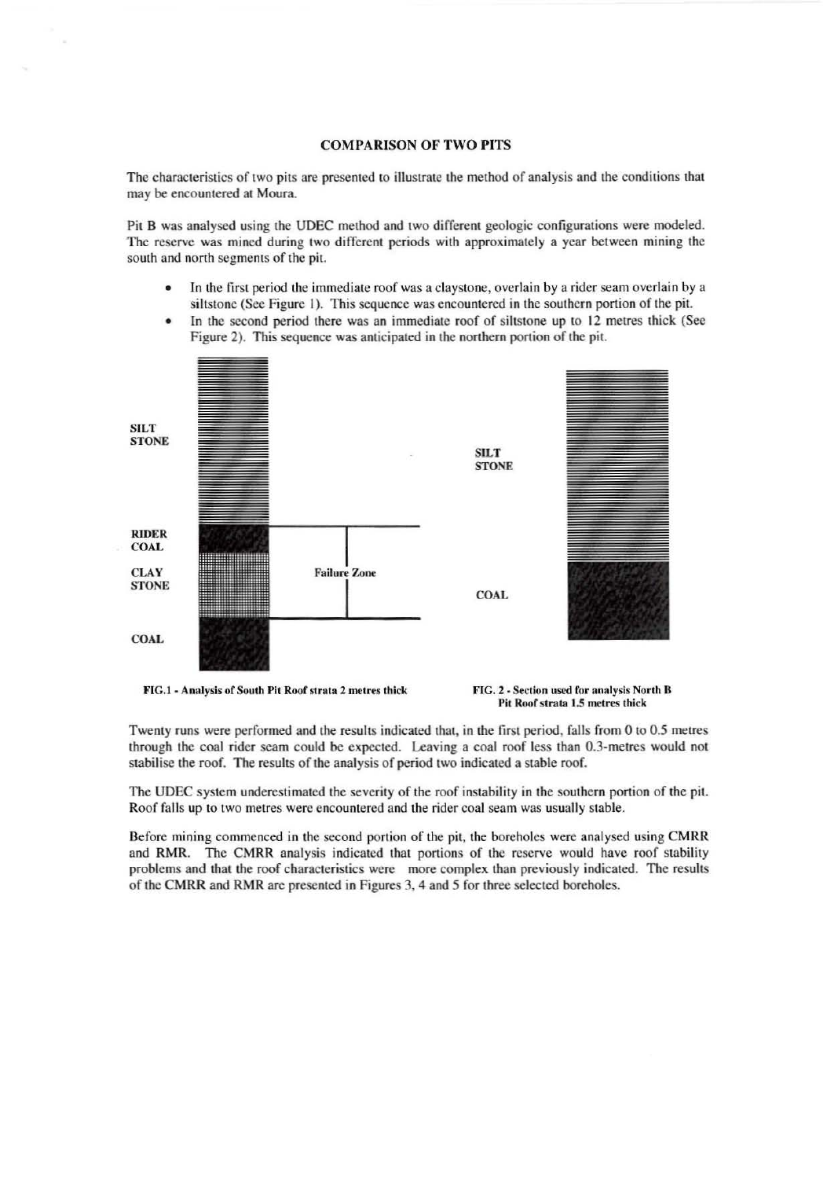## COMPARISON OF TWO PITS

The characteristics of two pits are presented to illustrate the method of analysis and the conditions that may be encountered at Moura.

Pit B was analysed using the UDEC method and two different geologic configurations were modeled. The reserve was mined during two different periods with approximately a year between mining the south and north segments of the pit.

- In the first period the immediate roof was a claystone, overlain by a rider seam overlain by a siltstone (See Figure 1). This sequence was encountered in the southern portion of the pit.
- In the second period there was an immediate roof of siltstone up to 12 metres thick (See Figure 2). This sequence was anticipated in the northern portion of the pit.

SILT STONE

RIDER COAL

CLAY STONE

COAL

Failure Zone

**FIG.1 - Analysis of South Pit Roof strata 2 metres thick**

SILT STONE

COAL

**FIG. 2 - Section used for analysis North B Pit Roof strata 1.5 metres thick**

Twenty runs were performed and the results indicated that, in the first period, falls from 0 to 0.5 metres through the coal rider seam could be expected. Leaving a coal roof less than 0.3-metres would not stabilise the roof. The results of the analysis of period two indicated a stable roof.

The UDEC system underestimated the severity of the roof instability in the southern portion of the pit. Roof falls up to two metres were encountered and the rider coal seam was usually stable.

Before mining commenced in the second portion of the pit, the boreholes were analysed using CMRR and RMR. The CMRR analysis indicated that portions of the reserve would have roof stability problems and that the roof characteristics were more complex than previously indicated. The results of the CMRR and RMR are presented in Figures 3, 4 and 5 for three selected boreholes.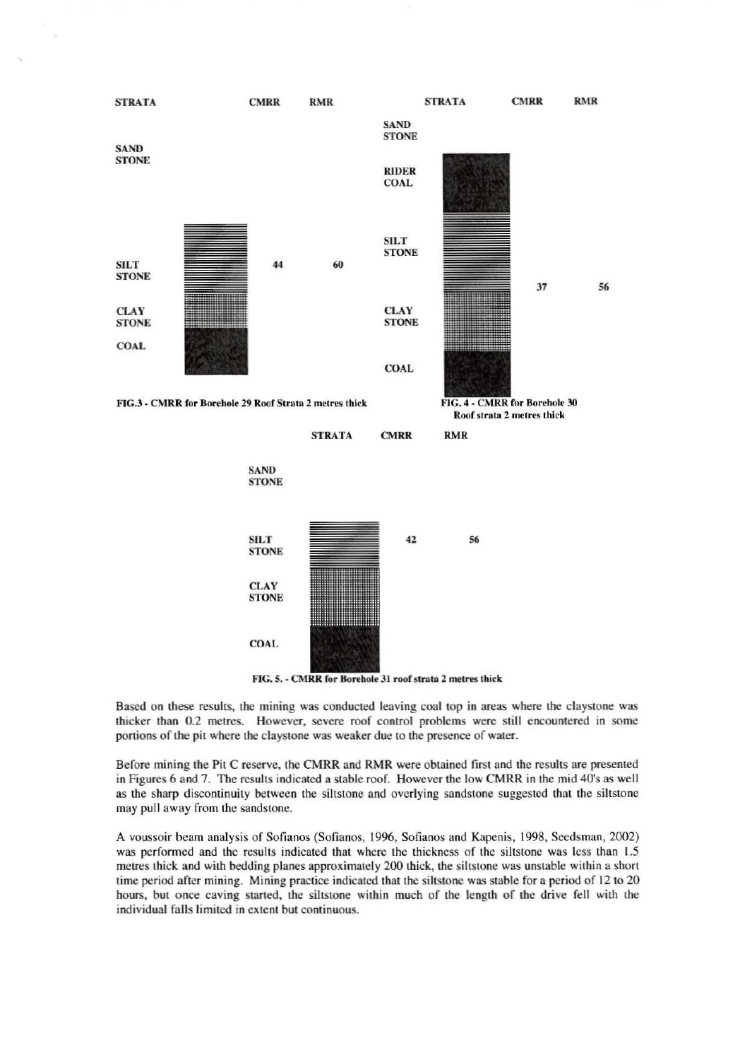| STRATA | CMRR | RMR |
|---|---|---|
| SAND STONE | | |
| SILT STONE | 44 | 60 |
| CLAY STONE | | |
| COAL | | |

FIG.3 - CMRR for Borehole 29 Roof Strata 2 metres thick

| STRATA | CMRR | RMR |
|---|---|---|
| SAND STONE | | |
| RIDER COAL | | |
| SILT STONE | 37 | 56 |
| CLAY STONE | | |
| COAL | | |

FIG. 4 - CMRR for Borehole 30 Roof strata 2 metres thick

| STRATA | CMRR | RMR |
|---|---|---|
| SAND STONE | | |
| SILT STONE | 42 | 56 |
| CLAY STONE | | |
| COAL | | |

FIG. 5. - CMRR for Borehole 31 roof strata 2 metres thick

Based on these results, the mining was conducted leaving coal top in areas where the claystone was thicker than 0.2 metres. However, severe roof control problems were still encountered in some portions of the pit where the claystone was weaker due to the presence of water.

Before mining the Pit C reserve, the CMRR and RMR were obtained first and the results are presented in Figures 6 and 7. The results indicated a stable roof. However the low CMRR in the mid 40's as well as the sharp discontinuity between the siltstone and overlying sandstone suggested that the siltstone may pull away from the sandstone.

A voussoir beam analysis of Sofianos (Sofianos, 1996, Sofianos and Kapenis, 1998, Seedsman, 2002) was performed and the results indicated that where the thickness of the siltstone was less than 1.5 metres thick and with bedding planes approximately 200 thick, the siltstone was unstable within a short time period after mining. Mining practice indicated that the siltstone was stable for a period of 12 to 20 hours, but once caving started, the siltstone within much of the length of the drive fell with the individual falls limited in extent but continuous.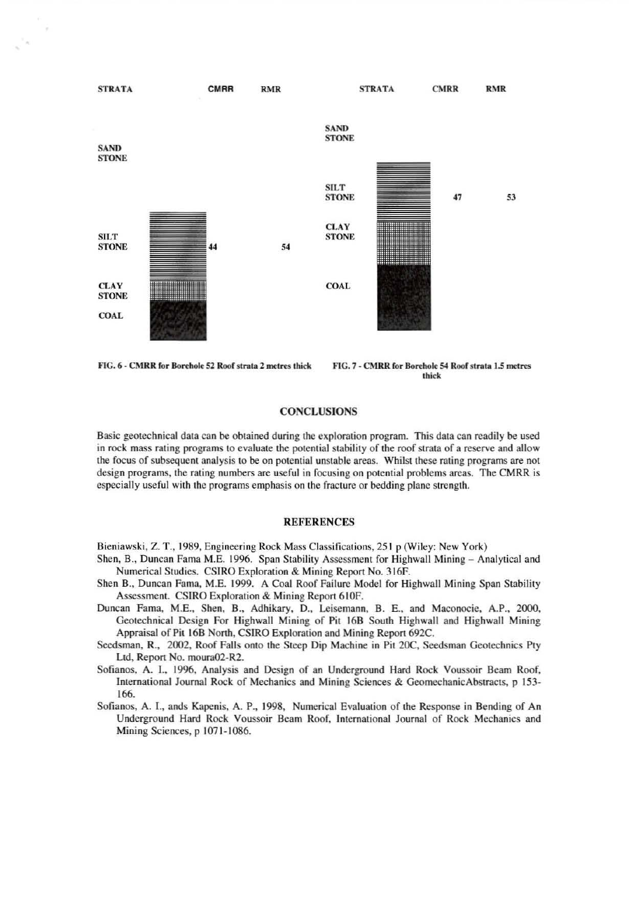STRATA CMRR RMR

SAND STONE

SILT STONE 44 54

CLAY STONE

COAL

FIG. 6 - CMRR for Borehole 52 Roof strata 2 metres thick

STRATA CMRR RMR

SAND STONE

SILT STONE 47 53

CLAY STONE

COAL

FIG. 7 - CMRR for Borehole 54 Roof strata 1.5 metres thick

## CONCLUSIONS

Basic geotechnical data can be obtained during the exploration program. This data can readily be used in rock mass rating programs to evaluate the potential stability of the roof strata of a reserve and allow the focus of subsequent analysis to be on potential unstable areas. Whilst these rating programs are not design programs, the rating numbers are useful in focusing on potential problems areas. The CMRR is especially useful with the programs emphasis on the fracture or bedding plane strength.

## REFERENCES

Bieniawski, Z. T., 1989, Engineering Rock Mass Classifications, 251 p (Wiley: New York)

Shen, B., Duncan Fama M.E. 1996. Span Stability Assessment for Highwall Mining – Analytical and Numerical Studies. CSIRO Exploration & Mining Report No. 316F.

Shen B., Duncan Fama, M.E. 1999. A Coal Roof Failure Model for Highwall Mining Span Stability Assessment. CSIRO Exploration & Mining Report 610F.

Duncan Fama, M.E., Shen, B., Adhikary, D., Leisemann, B. E., and Maconocie, A.P., 2000, Geotechnical Design For Highwall Mining of Pit 16B South Highwall and Highwall Mining Appraisal of Pit 16B North, CSIRO Exploration and Mining Report 692C.

Seedsman, R., 2002, Roof Falls onto the Steep Dip Machine in Pit 20C, Seedsman Geotechnics Pty Ltd, Report No. moura02-R2.

Sofianos, A. I., 1996, Analysis and Design of an Underground Hard Rock Voussoir Beam Roof, International Journal Rock of Mechanics and Mining Sciences & GeomechanicAbstracts, p 153-166.

Sofianos, A. I., ands Kapenis, A. P., 1998, Numerical Evaluation of the Response in Bending of An Underground Hard Rock Voussoir Beam Roof, International Journal of Rock Mechanics and Mining Sciences, p 1071-1086.